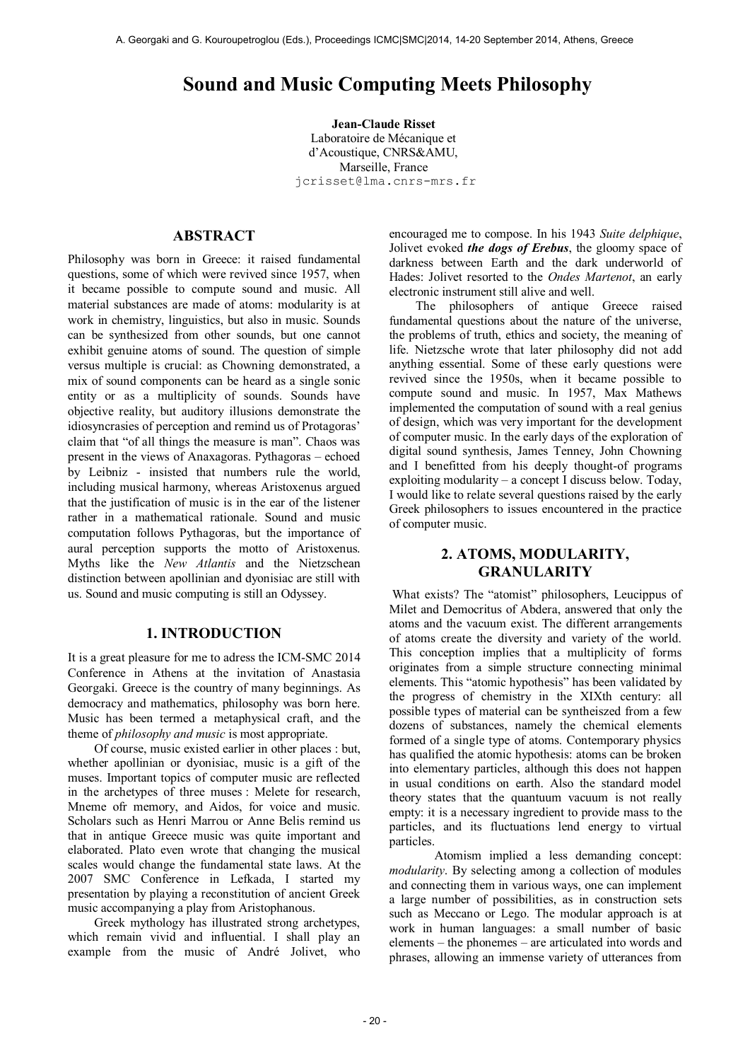# Sound and Music Computing Meets Philosophy

**Jean-Claude Risset**
Laboratoire de Mécanique et d'Acoustique, CNRS&AMU,
Marseille, France
jcrisset@lma.cnrs-mrs.fr

## ABSTRACT

Philosophy was born in Greece: it raised fundamental questions, some of which were revived since 1957, when it became possible to compute sound and music. All material substances are made of atoms: modularity is at work in chemistry, linguistics, but also in music. Sounds can be synthesized from other sounds, but one cannot exhibit genuine atoms of sound. The question of simple versus multiple is crucial: as Chowning demonstrated, a mix of sound components can be heard as a single sonic entity or as a multiplicity of sounds. Sounds have objective reality, but auditory illusions demonstrate the idiosyncracies of perception and remind us of Protagoras' claim that "of all things the measure is man". Chaos was present in the views of Anaxagoras. Pythagoras – echoed by Leibniz - insisted that numbers rule the world, including musical harmony, whereas Aristoxenus argued that the justification of music is in the ear of the listener rather in a mathematical rationale. Sound and music computation follows Pythagoras, but the importance of aural perception supports the motto of Aristoxenus. Myths like the *New Atlantis* and the Nietzschean distinction between apollinian and dyonisiac are still with us. Sound and music computing is still an Odyssey.

## 1. INTRODUCTION

It is a great pleasure for me to adress the ICM-SMC 2014 Conference in Athens at the invitation of Anastasia Georgaki. Greece is the country of many beginnings. As democracy and mathematics, philosophy was born here. Music has been termed a metaphysical craft, and the theme of *philosophy and music* is most appropriate.

Of course, music existed earlier in other places : but, whether apollinian or dyonisiac, music is a gift of the muses. Important topics of computer music are reflected in the archetypes of three muses : Melete for research, Mneme ofr memory, and Aidos, for voice and music. Scholars such as Henri Marrou or Anne Belis remind us that in antique Greece music was quite important and elaborated. Plato even wrote that changing the musical scales would change the fundamental state laws. At the 2007 SMC Conference in Lefkada, I started my presentation by playing a reconstitution of ancient Greek music accompanying a play from Aristophanous.

Greek mythology has illustrated strong archetypes, which remain vivid and influential. I shall play an example from the music of André Jolivet, who encouraged me to compose. In his 1943 *Suite delphique*, Jolivet evoked ***the dogs of Erebus***, the gloomy space of darkness between Earth and the dark underworld of Hades: Jolivet resorted to the *Ondes Martenot*, an early electronic instrument still alive and well.

The philosophers of antique Greece raised fundamental questions about the nature of the universe, the problems of truth, ethics and society, the meaning of life. Nietzsche wrote that later philosophy did not add anything essential. Some of these early questions were revived since the 1950s, when it became possible to compute sound and music. In 1957, Max Mathews implemented the computation of sound with a real genius of design, which was very important for the development of computer music. In the early days of the exploration of digital sound synthesis, James Tenney, John Chowning and I benefitted from his deeply thought-of programs exploiting modularity – a concept I discuss below. Today, I would like to relate several questions raised by the early Greek philosophers to issues encountered in the practice of computer music.

## 2. ATOMS, MODULARITY, GRANULARITY

What exists? The "atomist" philosophers, Leucippus of Milet and Democritus of Abdera, answered that only the atoms and the vacuum exist. The different arrangements of atoms create the diversity and variety of the world. This conception implies that a multiplicity of forms originates from a simple structure connecting minimal elements. This "atomic hypothesis" has been validated by the progress of chemistry in the XIXth century: all possible types of material can be syntheiszed from a few dozens of substances, namely the chemical elements formed of a single type of atoms. Contemporary physics has qualified the atomic hypothesis: atoms can be broken into elementary particles, although this does not happen in usual conditions on earth. Also the standard model theory states that the quantuum vacuum is not really empty: it is a necessary ingredient to provide mass to the particles, and its fluctuations lend energy to virtual particles.

Atomism implied a less demanding concept: *modularity*. By selecting among a collection of modules and connecting them in various ways, one can implement a large number of possibilities, as in construction sets such as Meccano or Lego. The modular approach is at work in human languages: a small number of basic elements – the phonemes – are articulated into words and phrases, allowing an immense variety of utterances from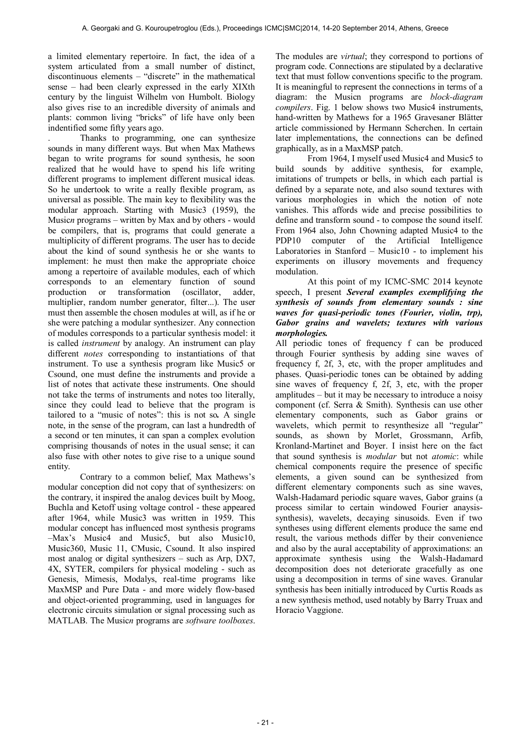a limited elementary repertoire. In fact, the idea of a system articulated from a small number of distinct, discontinuous elements – "discrete" in the mathematical sense – had been clearly expressed in the early XIXth century by the linguist Wilhelm von Humbolt. Biology also gives rise to an incredible diversity of animals and plants: common living "bricks" of life have only been indentified some fifty years ago.

. Thanks to programming, one can synthesize sounds in many different ways. But when Max Mathews began to write programs for sound synthesis, he soon realized that he would have to spend his life writing different programs to implement different musical ideas. So he undertook to write a really flexible program, as universal as possible. The main key to flexibility was the modular approach. Starting with Music3 (1959), the Music*n* programs – written by Max and by others - would be compilers, that is, programs that could generate a multiplicity of different programs. The user has to decide about the kind of sound synthesis he or she wants to implement: he must then make the appropriate choice among a repertoire of available modules, each of which corresponds to an elementary function of sound production or transformation (oscillator, adder, multiplier, random number generator, filter...). The user must then assemble the chosen modules at will, as if he or she were patching a modular synthesizer. Any connection of modules corresponds to a particular synthesis model: it is called *instrument* by analogy. An instrument can play different *notes* corresponding to instantiations of that instrument. To use a synthesis program like Music5 or Csound, one must define the instruments and provide a list of notes that activate these instruments. One should not take the terms of instruments and notes too literally, since they could lead to believe that the program is tailored to a "music of notes": this is not so**.** A single note, in the sense of the program, can last a hundredth of a second or ten minutes, it can span a complex evolution comprising thousands of notes in the usual sense; it can also fuse with other notes to give rise to a unique sound entity.

Contrary to a common belief, Max Mathews's modular conception did not copy that of synthesizers: on the contrary, it inspired the analog devices built by Moog, Buchla and Ketoff using voltage control - these appeared after 1964, while Music3 was written in 1959. This modular concept has influenced most synthesis programs –Max's Music4 and Music5, but also Music10, Music360, Music 11, CMusic, Csound. It also inspired most analog or digital synthesizers – such as Arp, DX7, 4X, SYTER, compilers for physical modeling - such as Genesis, Mimesis, Modalys, real-time programs like MaxMSP and Pure Data - and more widely flow-based and object-oriented programming, used in languages for electronic circuits simulation or signal processing such as MATLAB. The Music*n* programs are *software toolboxes*. The modules are *virtual*; they correspond to portions of program code. Connections are stipulated by a declarative text that must follow conventions specific to the program. It is meaningful to represent the connections in terms of a diagram: the Musicn programs are *block-diagram compilers*. Fig. 1 below shows two Music4 instruments, hand-written by Mathews for a 1965 Gravesaner Blätter article commissioned by Hermann Scherchen. In certain later implementations, the connections can be defined graphically, as in a MaxMSP patch.

From 1964, I myself used Music4 and Music5 to build sounds by additive synthesis, for example, imitations of trumpets or bells, in which each partial is defined by a separate note, and also sound textures with various morphologies in which the notion of note vanishes. This affords wide and precise possibilities to define and transform sound - to compose the sound itself. From 1964 also, John Chowning adapted Music4 to the PDP10 computer of the Artificial Intelligence Laboratories in Stanford – Music10 - to implement his experiments on illusory movements and frequency modulation.

At this point of my ICMC-SMC 2014 keynote speech, I present ***Several examples exemplifying the synthesis of sounds from elementary sounds : sine waves for quasi-periodic tones (Fourier, violin, trp), Gabor grains and wavelets; textures with various morphologies.***

All periodic tones of frequency f can be produced through Fourier synthesis by adding sine waves of frequency f, 2f, 3, etc, with the proper amplitudes and phases. Quasi-periodic tones can be obtained by adding sine waves of frequency f, 2f, 3, etc, with the proper amplitudes – but it may be necessary to introduce a noisy component (cf. Serra & Smith). Synthesis can use other elementary components, such as Gabor grains or wavelets, which permit to resynthesize all "regular" sounds, as shown by Morlet, Grossmann, Arfib, Kronland-Martinet and Boyer. I insist here on the fact that sound synthesis is *modular* but not *atomic*: while chemical components require the presence of specific elements, a given sound can be synthesized from different elementary components such as sine waves, Walsh-Hadamard periodic square waves, Gabor grains (a process similar to certain windowed Fourier anaysis-synthesis), wavelets, decaying sinusoids. Even if two syntheses using different elements produce the same end result, the various methods differ by their convenience and also by the aural acceptability of approximations: an approximate synthesis using the Walsh-Hadamard decomposition does not deteriorate gracefully as one using a decomposition in terms of sine waves. Granular synthesis has been initially introduced by Curtis Roads as a new synthesis method, used notably by Barry Truax and Horacio Vaggione.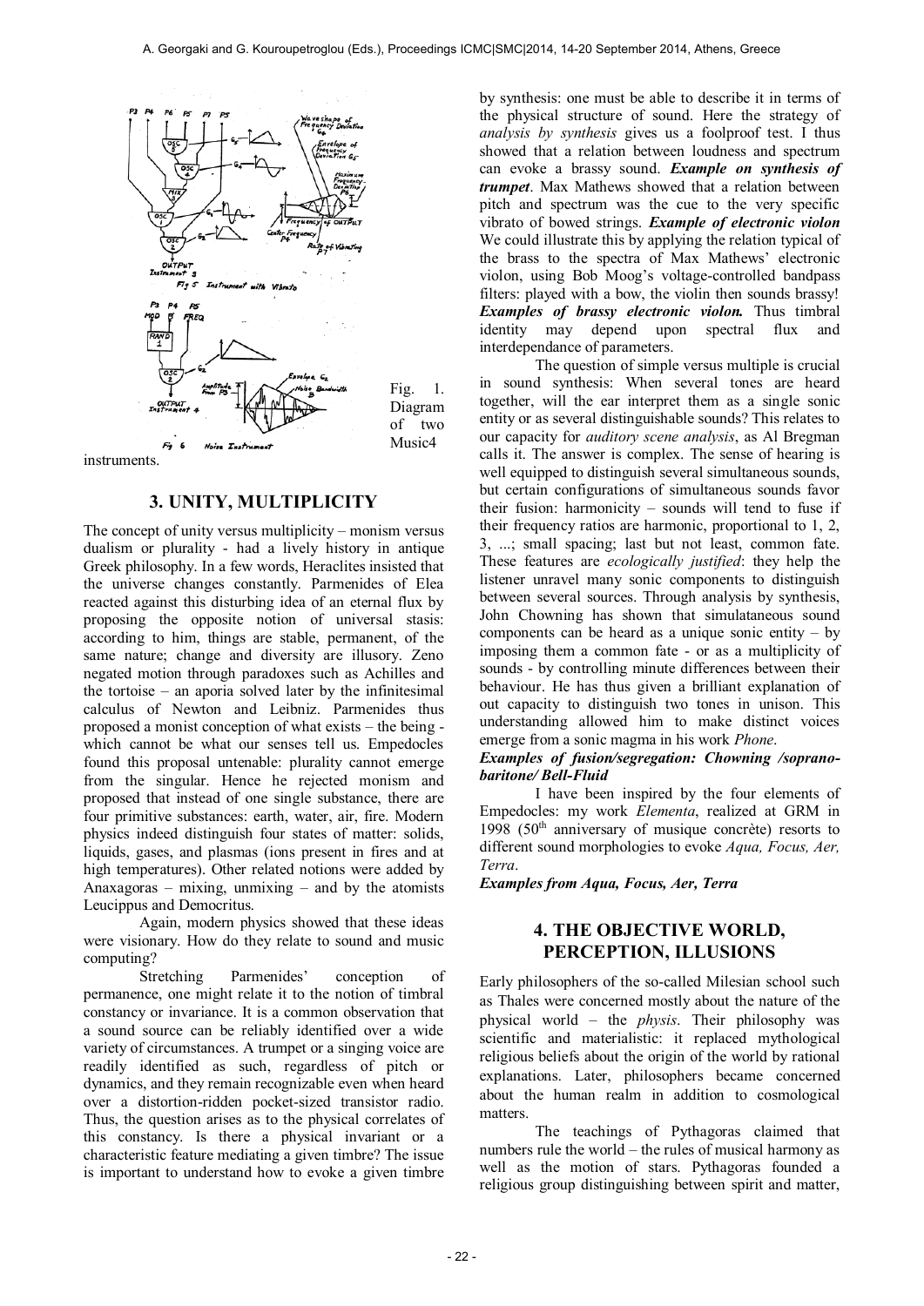Fig. 1. Diagram of two Music4 instruments.

## 3. UNITY, MULTIPLICITY

The concept of unity versus multiplicity – monism versus dualism or plurality - had a lively history in antique Greek philosophy. In a few words, Heraclites insisted that the universe changes constantly. Parmenides of Elea reacted against this disturbing idea of an eternal flux by proposing the opposite notion of universal stasis: according to him, things are stable, permanent, of the same nature; change and diversity are illusory. Zeno negated motion through paradoxes such as Achilles and the tortoise – an aporia solved later by the infinitesimal calculus of Newton and Leibniz. Parmenides thus proposed a monist conception of what exists – the being - which cannot be what our senses tell us. Empedocles found this proposal untenable: plurality cannot emerge from the singular. Hence he rejected monism and proposed that instead of one single substance, there are four primitive substances: earth, water, air, fire. Modern physics indeed distinguish four states of matter: solids, liquids, gases, and plasmas (ions present in fires and at high temperatures). Other related notions were added by Anaxagoras – mixing, unmixing – and by the atomists Leucippus and Democritus.

Again, modern physics showed that these ideas were visionary. How do they relate to sound and music computing?

Stretching Parmenides' conception of permanence, one might relate it to the notion of timbral constancy or invariance. It is a common observation that a sound source can be reliably identified over a wide variety of circumstances. A trumpet or a singing voice are readily identified as such, regardless of pitch or dynamics, and they remain recognizable even when heard over a distortion-ridden pocket-sized transistor radio. Thus, the question arises as to the physical correlates of this constancy. Is there a physical invariant or a characteristic feature mediating a given timbre? The issue is important to understand how to evoke a given timbre by synthesis: one must be able to describe it in terms of the physical structure of sound. Here the strategy of *analysis by synthesis* gives us a foolproof test. I thus showed that a relation between loudness and spectrum can evoke a brassy sound. ***Example on synthesis of trumpet***. Max Mathews showed that a relation between pitch and spectrum was the cue to the very specific vibrato of bowed strings. ***Example of electronic violin*** We could illustrate this by applying the relation typical of the brass to the spectra of Max Mathews' electronic violon, using Bob Moog's voltage-controlled bandpass filters: played with a bow, the violin then sounds brassy! ***Examples of brassy electronic violon.*** Thus timbral identity may depend upon spectral flux and interdependance of parameters.

The question of simple versus multiple is crucial in sound synthesis: When several tones are heard together, will the ear interpret them as a single sonic entity or as several distinguishable sounds? This relates to our capacity for *auditory scene analysis*, as Al Bregman calls it. The answer is complex. The sense of hearing is well equipped to distinguish several simultaneous sounds, but certain configurations of simultaneous sounds favor their fusion: harmonicity – sounds will tend to fuse if their frequency ratios are harmonic, proportional to 1, 2, 3, ...; small spacing; last but not least, common fate. These features are *ecologically justified*: they help the listener unravel many sonic components to distinguish between several sources. Through analysis by synthesis, John Chowning has shown that simulataneous sound components can be heard as a unique sonic entity – by imposing them a common fate - or as a multiplicity of sounds - by controlling minute differences between their behaviour. He has thus given a brilliant explanation of out capacity to distinguish two tones in unison. This understanding allowed him to make distinct voices emerge from a sonic magma in his work *Phone*.

***Examples of fusion/segregation: Chowning /soprano-baritone/ Bell-Fluid***

I have been inspired by the four elements of Empedocles: my work *Elementa*, realized at GRM in 1998 (50th anniversary of musique concrète) resorts to different sound morphologies to evoke *Aqua, Focus, Aer, Terra*.

***Examples from Aqua, Focus, Aer, Terra***

## 4. THE OBJECTIVE WORLD, PERCEPTION, ILLUSIONS

Early philosophers of the so-called Milesian school such as Thales were concerned mostly about the nature of the physical world – the *physis*. Their philosophy was scientific and materialistic: it replaced mythological religious beliefs about the origin of the world by rational explanations. Later, philosophers became concerned about the human realm in addition to cosmological matters.

The teachings of Pythagoras claimed that numbers rule the world – the rules of musical harmony as well as the motion of stars. Pythagoras founded a religious group distinguishing between spirit and matter,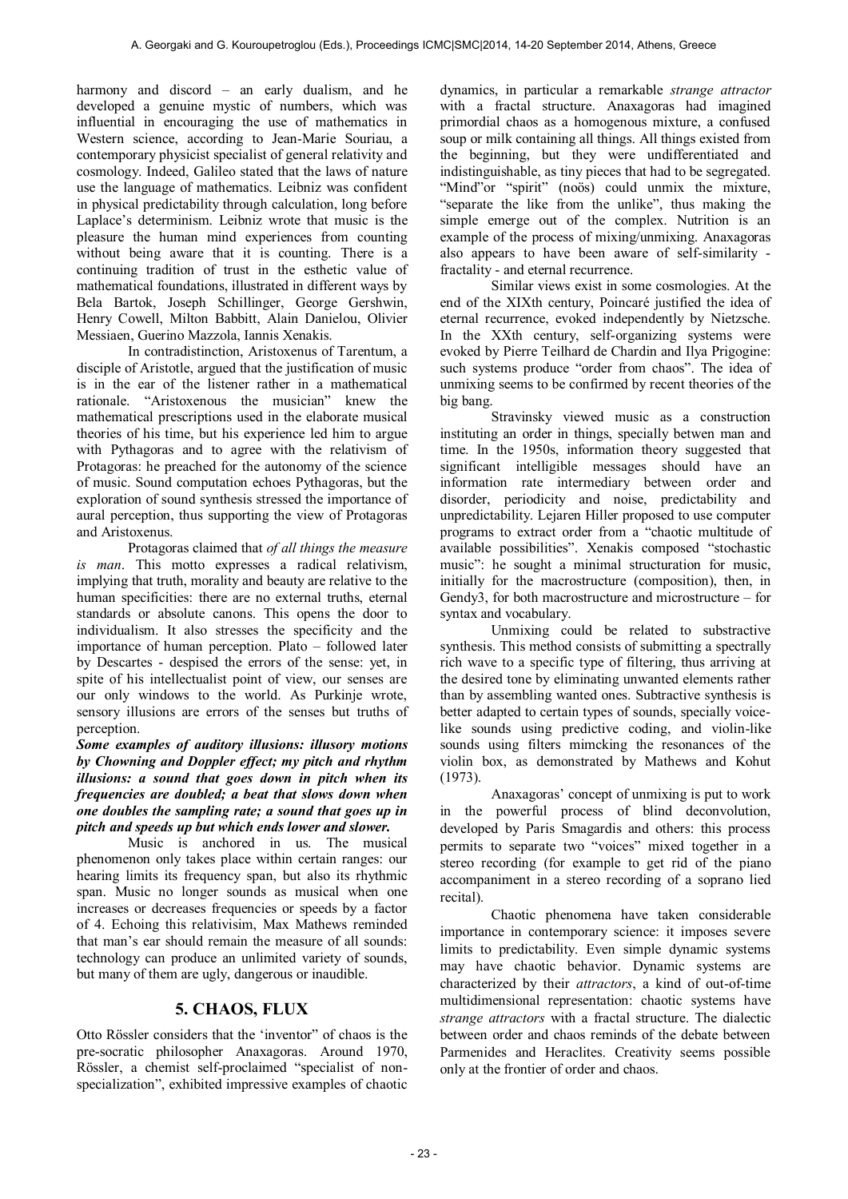harmony and discord – an early dualism, and he developed a genuine mystic of numbers, which was influential in encouraging the use of mathematics in Western science, according to Jean-Marie Souriau, a contemporary physicist specialist of general relativity and cosmology. Indeed, Galileo stated that the laws of nature use the language of mathematics. Leibniz was confident in physical predictability through calculation, long before Laplace's determinism. Leibniz wrote that music is the pleasure the human mind experiences from counting without being aware that it is counting. There is a continuing tradition of trust in the esthetic value of mathematical foundations, illustrated in different ways by Bela Bartok, Joseph Schillinger, George Gershwin, Henry Cowell, Milton Babbitt, Alain Danielou, Olivier Messiaen, Guerino Mazzola, Iannis Xenakis.

In contradistinction, Aristoxenus of Tarentum, a disciple of Aristotle, argued that the justification of music is in the ear of the listener rather in a mathematical rationale. "Aristoxenous the musician" knew the mathematical prescriptions used in the elaborate musical theories of his time, but his experience led him to argue with Pythagoras and to agree with the relativism of Protagoras: he preached for the autonomy of the science of music. Sound computation echoes Pythagoras, but the exploration of sound synthesis stressed the importance of aural perception, thus supporting the view of Protagoras and Aristoxenus.

Protagoras claimed that *of all things the measure is man*. This motto expresses a radical relativism, implying that truth, morality and beauty are relative to the human specificities: there are no external truths, eternal standards or absolute canons. This opens the door to individualism. It also stresses the specificity and the importance of human perception. Plato – followed later by Descartes - despised the errors of the sense: yet, in spite of his intellectualist point of view, our senses are our only windows to the world. As Purkinje wrote, sensory illusions are errors of the senses but truths of perception.

***Some examples of auditory illusions: illusory motions by Chowning and Doppler effect; my pitch and rhythm illusions: a sound that goes down in pitch when its frequencies are doubled; a beat that slows down when one doubles the sampling rate; a sound that goes up in pitch and speeds up but which ends lower and slower.***

Music is anchored in us. The musical phenomenon only takes place within certain ranges: our hearing limits its frequency span, but also its rhythmic span. Music no longer sounds as musical when one increases or decreases frequencies or speeds by a factor of 4. Echoing this relativisim, Max Mathews reminded that man's ear should remain the measure of all sounds: technology can produce an unlimited variety of sounds, but many of them are ugly, dangerous or inaudible.

## 5. CHAOS, FLUX

Otto Rössler considers that the 'inventor' of chaos is the pre-socratic philosopher Anaxagoras. Around 1970, Rössler, a chemist self-proclaimed "specialist of non-specialization", exhibited impressive examples of chaotic dynamics, in particular a remarkable *strange attractor* with a fractal structure. Anaxagoras had imagined primordial chaos as a homogenous mixture, a confused soup or milk containing all things. All things existed from the beginning, but they were undifferentiated and indistinguishable, as tiny pieces that had to be segregated. "Mind"or "spirit" (noös) could unmix the mixture, "separate the like from the unlike", thus making the simple emerge out of the complex. Nutrition is an example of the process of mixing/unmixing. Anaxagoras also appears to have been aware of self-similarity - fractality - and eternal recurrence.

Similar views exist in some cosmologies. At the end of the XIXth century, Poincaré justified the idea of eternal recurrence, evoked independently by Nietzsche. In the XXth century, self-organizing systems were evoked by Pierre Teilhard de Chardin and Ilya Prigogine: such systems produce "order from chaos". The idea of unmixing seems to be confirmed by recent theories of the big bang.

Stravinsky viewed music as a construction instituting an order in things, specially betwen man and time. In the 1950s, information theory suggested that significant intelligible messages should have an information rate intermediary between order and disorder, periodicity and noise, predictability and unpredictability. Lejaren Hiller proposed to use computer programs to extract order from a "chaotic multitude of available possibilities". Xenakis composed "stochastic music": he sought a minimal structuration for music, initially for the macrostructure (composition), then, in Gendy3, for both macrostructure and microstructure – for syntax and vocabulary.

Unmixing could be related to substractive synthesis. This method consists of submitting a spectrally rich wave to a specific type of filtering, thus arriving at the desired tone by eliminating unwanted elements rather than by assembling wanted ones. Subtractive synthesis is better adapted to certain types of sounds, specially voice-like sounds using predictive coding, and violin-like sounds using filters mimcking the resonances of the violin box, as demonstrated by Mathews and Kohut (1973).

Anaxagoras' concept of unmixing is put to work in the powerful process of blind deconvolution, developed by Paris Smagardis and others: this process permits to separate two "voices" mixed together in a stereo recording (for example to get rid of the piano accompaniment in a stereo recording of a soprano lied recital).

Chaotic phenomena have taken considerable importance in contemporary science: it imposes severe limits to predictability. Even simple dynamic systems may have chaotic behavior. Dynamic systems are characterized by their *attractors*, a kind of out-of-time multidimensional representation: chaotic systems have *strange attractors* with a fractal structure. The dialectic between order and chaos reminds of the debate between Parmenides and Heraclites. Creativity seems possible only at the frontier of order and chaos.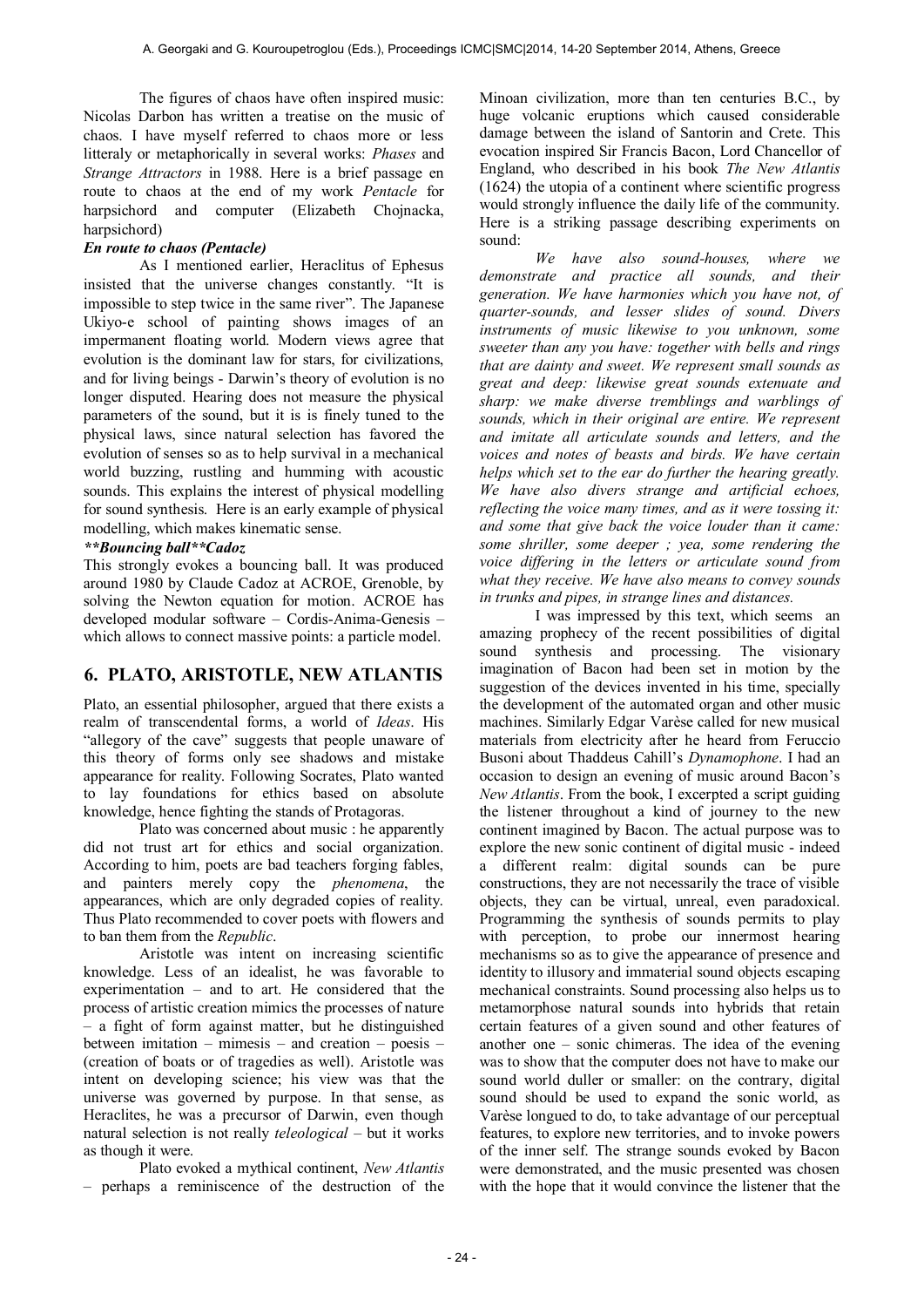The figures of chaos have often inspired music: Nicolas Darbon has written a treatise on the music of chaos. I have myself referred to chaos more or less litteraly or metaphorically in several works: *Phases* and *Strange Attractors* in 1988. Here is a brief passage en route to chaos at the end of my work *Pentacle* for harpsichord and computer (Elizabeth Chojnacka, harpsichord)

***En route to chaos (Pentacle)***

As I mentioned earlier, Heraclitus of Ephesus insisted that the universe changes constantly. "It is impossible to step twice in the same river". The Japanese Ukiyo-e school of painting shows images of an impermanent floating world. Modern views agree that evolution is the dominant law for stars, for civilizations, and for living beings - Darwin's theory of evolution is no longer disputed. Hearing does not measure the physical parameters of the sound, but it is is finely tuned to the physical laws, since natural selection has favored the evolution of senses so as to help survival in a mechanical world buzzing, rustling and humming with acoustic sounds. This explains the interest of physical modelling for sound synthesis. Here is an early example of physical modelling, which makes kinematic sense.

***\*\*Bouncing ball\*\*Cadoz***

This strongly evokes a bouncing ball. It was produced around 1980 by Claude Cadoz at ACROE, Grenoble, by solving the Newton equation for motion. ACROE has developed modular software – Cordis-Anima-Genesis – which allows to connect massive points: a particle model.

## 6. PLATO, ARISTOTLE, NEW ATLANTIS

Plato, an essential philosopher, argued that there exists a realm of transcendental forms, a world of *Ideas*. His "allegory of the cave" suggests that people unaware of this theory of forms only see shadows and mistake appearance for reality. Following Socrates, Plato wanted to lay foundations for ethics based on absolute knowledge, hence fighting the stands of Protagoras.

Plato was concerned about music : he apparently did not trust art for ethics and social organization. According to him, poets are bad teachers forging fables, and painters merely copy the *phenomena*, the appearances, which are only degraded copies of reality. Thus Plato recommended to cover poets with flowers and to ban them from the *Republic*.

Aristotle was intent on increasing scientific knowledge. Less of an idealist, he was favorable to experimentation – and to art. He considered that the process of artistic creation mimics the processes of nature – a fight of form against matter, but he distinguished between imitation – mimesis – and creation – poesis – (creation of boats or of tragedies as well). Aristotle was intent on developing science; his view was that the universe was governed by purpose. In that sense, as Heraclites, he was a precursor of Darwin, even though natural selection is not really *teleological* – but it works as though it were.

Plato evoked a mythical continent, *New Atlantis* – perhaps a reminiscence of the destruction of the Minoan civilization, more than ten centuries B.C., by huge volcanic eruptions which caused considerable damage between the island of Santorin and Crete. This evocation inspired Sir Francis Bacon, Lord Chancellor of England, who described in his book *The New Atlantis* (1624) the utopia of a continent where scientific progress would strongly influence the daily life of the community. Here is a striking passage describing experiments on sound:

*We have also sound-houses, where we demonstrate and practice all sounds, and their generation. We have harmonies which you have not, of quarter-sounds, and lesser slides of sound. Divers instruments of music likewise to you unknown, some sweeter than any you have: together with bells and rings that are dainty and sweet. We represent small sounds as great and deep: likewise great sounds extenuate and sharp: we make diverse tremblings and warblings of sounds, which in their original are entire. We represent and imitate all articulate sounds and letters, and the voices and notes of beasts and birds. We have certain helps which set to the ear do further the hearing greatly. We have also divers strange and artificial echoes, reflecting the voice many times, and as it were tossing it: and some that give back the voice louder than it came: some shriller, some deeper ; yea, some rendering the voice differing in the letters or articulate sound from what they receive. We have also means to convey sounds in trunks and pipes, in strange lines and distances.*

I was impressed by this text, which seems an amazing prophecy of the recent possibilities of digital sound synthesis and processing. The visionary imagination of Bacon had been set in motion by the suggestion of the devices invented in his time, specially the development of the automated organ and other music machines. Similarly Edgar Varèse called for new musical materials from electricity after he heard from Feruccio Busoni about Thaddeus Cahill's *Dynamophone*. I had an occasion to design an evening of music around Bacon's *New Atlantis*. From the book, I excerpted a script guiding the listener throughout a kind of journey to the new continent imagined by Bacon. The actual purpose was to explore the new sonic continent of digital music - indeed a different realm: digital sounds can be pure constructions, they are not necessarily the trace of visible objects, they can be virtual, unreal, even paradoxical. Programming the synthesis of sounds permits to play with perception, to probe our innermost hearing mechanisms so as to give the appearance of presence and identity to illusory and immaterial sound objects escaping mechanical constraints. Sound processing also helps us to metamorphose natural sounds into hybrids that retain certain features of a given sound and other features of another one – sonic chimeras. The idea of the evening was to show that the computer does not have to make our sound world duller or smaller: on the contrary, digital sound should be used to expand the sonic world, as Varèse longued to do, to take advantage of our perceptual features, to explore new territories, and to invoke powers of the inner self. The strange sounds evoked by Bacon were demonstrated, and the music presented was chosen with the hope that it would convince the listener that the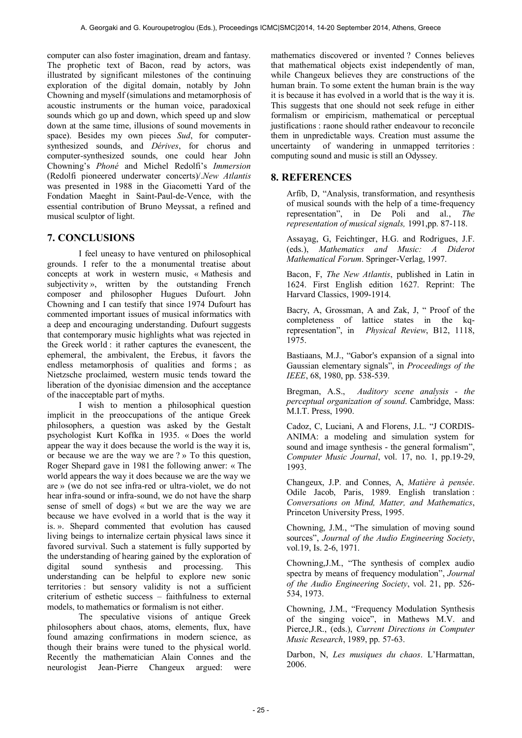computer can also foster imagination, dream and fantasy. The prophetic text of Bacon, read by actors, was illustrated by significant milestones of the continuing exploration of the digital domain, notably by John Chowning and myself (simulations and metamorphosis of acoustic instruments or the human voice, paradoxical sounds which go up and down, which speed up and slow down at the same time, illusions of sound movements in space). Besides my own pieces *Sud*, for computer-synthesized sounds, and *Dérives*, for chorus and computer-synthesized sounds, one could hear John Chowning's *Phoné* and Michel Redolfi's *Immersion* (Redolfi pioneered underwater concerts)/.*New Atlantis* was presented in 1988 in the Giacometti Yard of the Fondation Maeght in Saint-Paul-de-Vence, with the essential contribution of Bruno Meyssat, a refined and musical sculptor of light.

## 7. CONCLUSIONS

I feel uneasy to have ventured on philosophical grounds. I refer to the a monumental treatise about concepts at work in western music, « Mathesis and subjectivity », written by the outstanding French composer and philosopher Hugues Dufourt. John Chowning and I can testify that since 1974 Dufourt has commented important issues of musical informatics with a deep and encouraging understanding. Dufourt suggests that contemporary music highlights what was rejected in the Greek world : it rather captures the evanescent, the ephemeral, the ambivalent, the Erebus, it favors the endless metamorphosis of qualities and forms ; as Nietzsche proclaimed, western music tends toward the liberation of the dyonisiac dimension and the acceptance of the inacceptable part of myths.

I wish to mention a philosophical question implicit in the preoccupations of the antique Greek philosophers, a question was asked by the Gestalt psychologist Kurt Koffka in 1935. « Does the world appear the way it does because the world is the way it is, or because we are the way we are ? » To this question, Roger Shepard gave in 1981 the following anwer: « The world appears the way it does because we are the way we are » (we do not see infra-red or ultra-violet, we do not hear infra-sound or infra-sound, we do not have the sharp sense of smell of dogs) « but we are the way we are because we have evolved in a world that is the way it is. ». Shepard commented that evolution has caused living beings to internalize certain physical laws since it favored survival. Such a statement is fully supported by the understanding of hearing gained by the exploration of digital sound synthesis and processing. This understanding can be helpful to explore new sonic territories : but sensory validity is not a sufficient criterium of esthetic success – faithfulness to external models, to mathematics or formalism is not either.

The speculative visions of antique Greek philosophers about chaos, atoms, elements, flux, have found amazing confirmations in modern science, as though their brains were tuned to the physical world. Recently the mathematician Alain Connes and the neurologist Jean-Pierre Changeux argued: were mathematics discovered or invented ? Connes believes that mathematical objects exist independently of man, while Changeux believes they are constructions of the human brain. To some extent the human brain is the way it is because it has evolved in a world that is the way it is. This suggests that one should not seek refuge in either formalism or empiricism, mathematical or perceptual justifications : raone should rather endeavour to reconcile them in unpredictable ways. Creation must assume the uncertainty of wandering in unmapped territories : computing sound and music is still an Odyssey.

## 8. REFERENCES

Arfib, D, "Analysis, transformation, and resynthesis of musical sounds with the help of a time-frequency representation", in De Poli and al., *The representation of musical signals,* 1991,pp. 87-118.

Assayag, G, Feichtinger, H.G. and Rodrigues, J.F. (eds.), *Mathematics and Music: A Diderot Mathematical Forum*. Springer-Verlag, 1997.

Bacon, F, *The New Atlantis*, published in Latin in 1624. First English edition 1627. Reprint: The Harvard Classics, 1909-1914.

Bacry, A, Grossman, A and Zak, J, " Proof of the completeness of lattice states in the kq-representation", in *Physical Review*, B12, 1118, 1975.

Bastiaans, M.J., "Gabor's expansion of a signal into Gaussian elementary signals", in *Proceedings of the IEEE*, 68, 1980, pp. 538-539.

Bregman, A.S., *Auditory scene analysis - the perceptual organization of sound*. Cambridge, Mass: M.I.T. Press, 1990.

Cadoz, C, Luciani, A and Florens, J.L. "J CORDIS-ANIMA: a modeling and simulation system for sound and image synthesis - the general formalism", *Computer Music Journal*, vol. 17, no. 1, pp.19-29, 1993.

Changeux, J.P. and Connes, A, *Matière à pensée*. Odile Jacob, Paris, 1989. English translation : *Conversations on Mind, Matter, and Mathematics*, Princeton University Press, 1995.

Chowning, J.M., "The simulation of moving sound sources", *Journal of the Audio Engineering Society*, vol.19, Is. 2-6, 1971.

Chowning,J.M., "The synthesis of complex audio spectra by means of frequency modulation", *Journal of the Audio Engineering Society*, vol. 21, pp. 526-534, 1973.

Chowning, J.M., "Frequency Modulation Synthesis of the singing voice", in Mathews M.V. and Pierce,J.R., (eds.), *Current Directions in Computer Music Research*, 1989, pp. 57-63.

Darbon, N, *Les musiques du chaos*. L'Harmattan, 2006.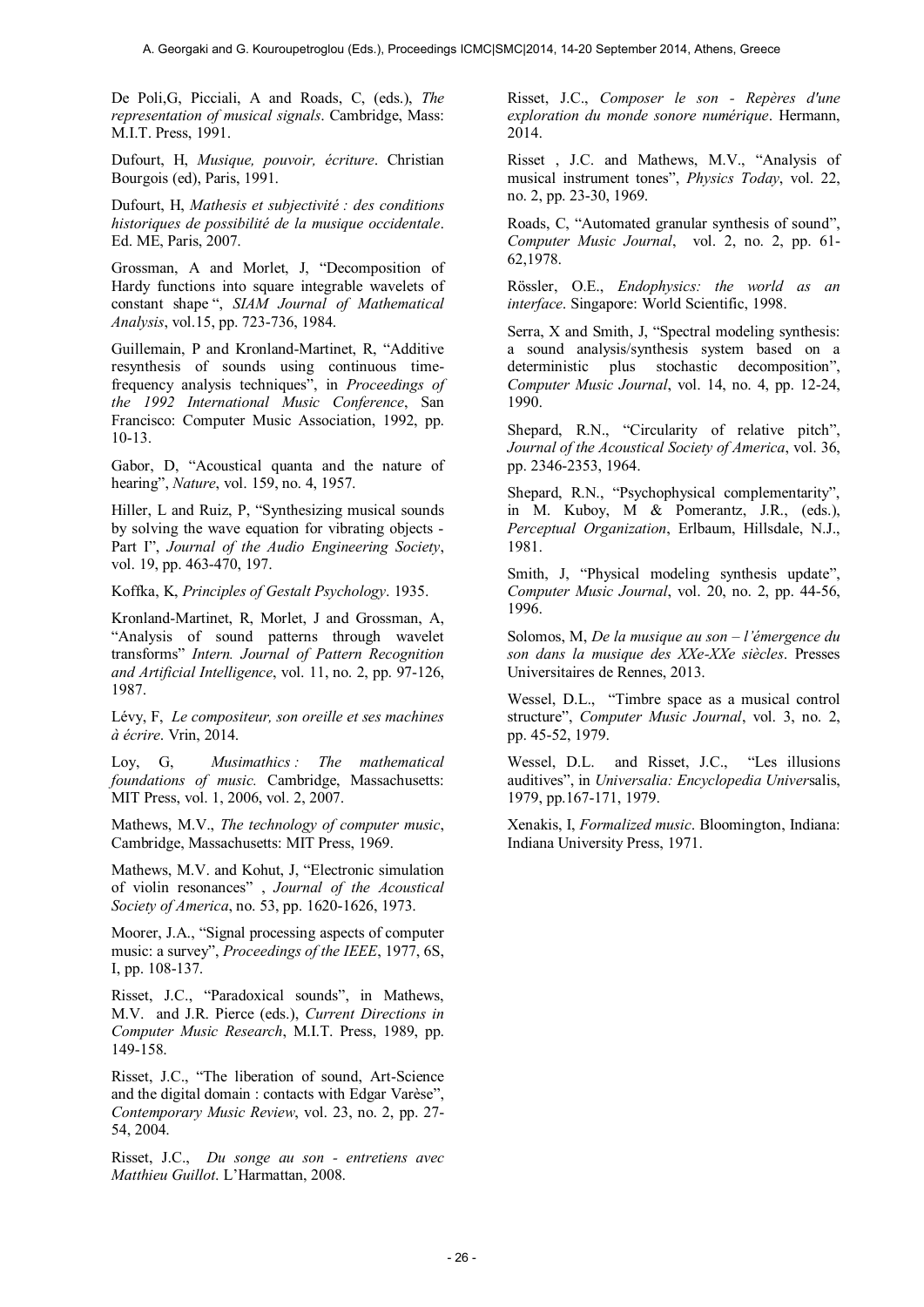De Poli,G, Picciali, A and Roads, C, (eds.), *The representation of musical signals*. Cambridge, Mass: M.I.T. Press, 1991.

Dufourt, H, *Musique, pouvoir, écriture*. Christian Bourgois (ed), Paris, 1991.

Dufourt, H, *Mathesis et subjectivité : des conditions historiques de possibilité de la musique occidentale*. Ed. ME, Paris, 2007.

Grossman, A and Morlet, J, "Decomposition of Hardy functions into square integrable wavelets of constant shape ", *SIAM Journal of Mathematical Analysis*, vol.15, pp. 723-736, 1984.

Guillemain, P and Kronland-Martinet, R, "Additive resynthesis of sounds using continuous time-frequency analysis techniques", in *Proceedings of the 1992 International Music Conference*, San Francisco: Computer Music Association, 1992, pp. 10-13.

Gabor, D, "Acoustical quanta and the nature of hearing", *Nature*, vol. 159, no. 4, 1957.

Hiller, L and Ruiz, P, "Synthesizing musical sounds by solving the wave equation for vibrating objects - Part I", *Journal of the Audio Engineering Society*, vol. 19, pp. 463-470, 197.

Koffka, K, *Principles of Gestalt Psychology*. 1935.

Kronland-Martinet, R, Morlet, J and Grossman, A, "Analysis of sound patterns through wavelet transforms" *Intern. Journal of Pattern Recognition and Artificial Intelligence*, vol. 11, no. 2, pp. 97-126, 1987.

Lévy, F, *Le compositeur, son oreille et ses machines à écrire*. Vrin, 2014.

Loy, G, *Musimathics : The mathematical foundations of music.* Cambridge, Massachusetts: MIT Press, vol. 1, 2006, vol. 2, 2007.

Mathews, M.V., *The technology of computer music*, Cambridge, Massachusetts: MIT Press, 1969.

Mathews, M.V. and Kohut, J, "Electronic simulation of violin resonances" , *Journal of the Acoustical Society of America*, no. 53, pp. 1620-1626, 1973.

Moorer, J.A., "Signal processing aspects of computer music: a survey", *Proceedings of the IEEE*, 1977, 6S, I, pp. 108-137.

Risset, J.C., "Paradoxical sounds", in Mathews, M.V. and J.R. Pierce (eds.), *Current Directions in Computer Music Research*, M.I.T. Press, 1989, pp. 149-158.

Risset, J.C., "The liberation of sound, Art-Science and the digital domain : contacts with Edgar Varèse", *Contemporary Music Review*, vol. 23, no. 2, pp. 27-54, 2004.

Risset, J.C., *Du songe au son - entretiens avec Matthieu Guillot*. L'Harmattan, 2008.

Risset, J.C., *Composer le son - Repères d'une exploration du monde sonore numérique*. Hermann, 2014.

Risset , J.C. and Mathews, M.V., "Analysis of musical instrument tones", *Physics Today*, vol. 22, no. 2, pp. 23-30, 1969.

Roads, C, "Automated granular synthesis of sound", *Computer Music Journal*, vol. 2, no. 2, pp. 61-62,1978.

Rössler, O.E., *Endophysics: the world as an interface*. Singapore: World Scientific, 1998.

Serra, X and Smith, J, "Spectral modeling synthesis: a sound analysis/synthesis system based on a deterministic plus stochastic decomposition", *Computer Music Journal*, vol. 14, no. 4, pp. 12-24, 1990.

Shepard, R.N., "Circularity of relative pitch", *Journal of the Acoustical Society of America*, vol. 36, pp. 2346-2353, 1964.

Shepard, R.N., "Psychophysical complementarity", in M. Kuboy, M & Pomerantz, J.R., (eds.), *Perceptual Organization*, Erlbaum, Hillsdale, N.J., 1981.

Smith, J, "Physical modeling synthesis update", *Computer Music Journal*, vol. 20, no. 2, pp. 44-56, 1996.

Solomos, M, *De la musique au son – l'émergence du son dans la musique des XXe-XXe siècles*. Presses Universitaires de Rennes, 2013.

Wessel, D.L., "Timbre space as a musical control structure", *Computer Music Journal*, vol. 3, no. 2, pp. 45-52, 1979.

Wessel, D.L. and Risset, J.C., "Les illusions auditives", in *Universalia: Encyclopedia Universalis*, 1979, pp.167-171, 1979.

Xenakis, I, *Formalized music*. Bloomington, Indiana: Indiana University Press, 1971.